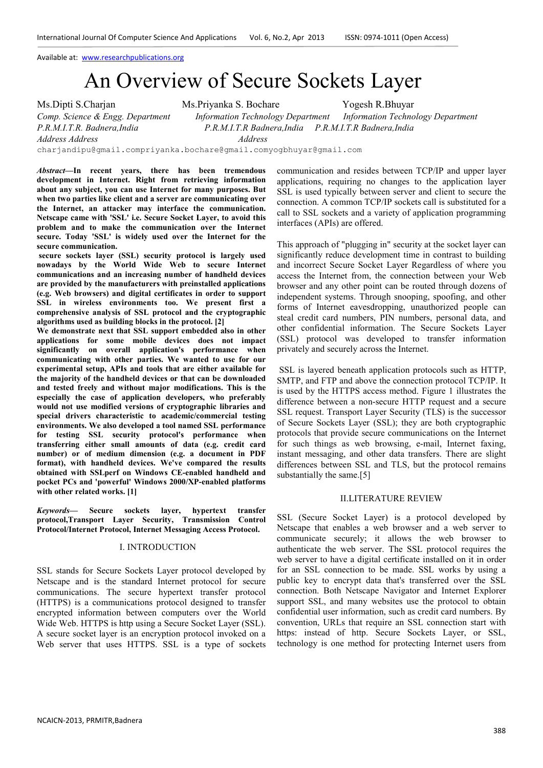Available at: www.researchpublications.org

# An Overview of Secure Sockets Layer

Ms.Dipti S.Charjan
*Comp. Science & Engg. Department*
*P.R.M.I.T.R. Badnera,India*
*Address Address*
charjandipu@gmail.com

Ms.Priyanka S. Bochare
*Information Technology Department*
*P.R.M.I.T.R Badnera,India*
*Address*
priyanka.bochare@gmail.com

Yogesh R.Bhuyar
*Information Technology Department*
*P.R.M.I.T.R Badnera,India*
yogbhuyar@gmail.com

***Abstract*—In recent years, there has been tremendous development in Internet. Right from retrieving information about any subject, you can use Internet for many purposes. But when two parties like client and a server are communicating over the Internet, an attacker may interface the communication. Netscape came with 'SSL' i.e. Secure Socket Layer, to avoid this problem and to make the communication over the Internet secure. Today 'SSL' is widely used over the Internet for the secure communication.**

**secure sockets layer (SSL) security protocol is largely used nowadays by the World Wide Web to secure Internet communications and an increasing number of handheld devices are provided by the manufacturers with preinstalled applications (e.g. Web browsers) and digital certificates in order to support SSL in wireless environments too. We present first a comprehensive analysis of SSL protocol and the cryptographic algorithms used as building blocks in the protocol. [2]**

**We demonstrate next that SSL support embedded also in other applications for some mobile devices does not impact significantly on overall application's performance when communicating with other parties. We wanted to use for our experimental setup, APIs and tools that are either available for the majority of the handheld devices or that can be downloaded and tested freely and without major modifications. This is the especially the case of application developers, who preferably would not use modified versions of cryptographic libraries and special drivers characteristic to academic/commercial testing environments. We also developed a tool named SSL performance for testing SSL security protocol's performance when transferring either small amounts of data (e.g. credit card number) or of medium dimension (e.g. a document in PDF format), with handheld devices. We've compared the results obtained with SSLperf on Windows CE-enabled handheld and pocket PCs and 'powerful' Windows 2000/XP-enabled platforms with other related works. [1]**

***Keywords*— Secure sockets layer, hypertext transfer protocol,Transport Layer Security, Transmission Control Protocol/Internet Protocol, Internet Messaging Access Protocol.**

## I. INTRODUCTION

SSL stands for Secure Sockets Layer protocol developed by Netscape and is the standard Internet protocol for secure communications. The secure hypertext transfer protocol (HTTPS) is a communications protocol designed to transfer encrypted information between computers over the World Wide Web. HTTPS is http using a Secure Socket Layer (SSL). A secure socket layer is an encryption protocol invoked on a Web server that uses HTTPS. SSL is a type of sockets communication and resides between TCP/IP and upper layer applications, requiring no changes to the application layer SSL is used typically between server and client to secure the connection. A common TCP/IP sockets call is substituted for a call to SSL sockets and a variety of application programming interfaces (APIs) are offered.

This approach of "plugging in" security at the socket layer can significantly reduce development time in contrast to building and incorrect Secure Socket Layer Regardless of where you access the Internet from, the connection between your Web browser and any other point can be routed through dozens of independent systems. Through snooping, spoofing, and other forms of Internet eavesdropping, unauthorized people can steal credit card numbers, PIN numbers, personal data, and other confidential information. The Secure Sockets Layer (SSL) protocol was developed to transfer information privately and securely across the Internet.

SSL is layered beneath application protocols such as HTTP, SMTP, and FTP and above the connection protocol TCP/IP. It is used by the HTTPS access method. Figure 1 illustrates the difference between a non-secure HTTP request and a secure SSL request. Transport Layer Security (TLS) is the successor of Secure Sockets Layer (SSL); they are both cryptographic protocols that provide secure communications on the Internet for such things as web browsing, e-mail, Internet faxing, instant messaging, and other data transfers. There are slight differences between SSL and TLS, but the protocol remains substantially the same.[5]

## II.LITERATURE REVIEW

SSL (Secure Socket Layer) is a protocol developed by Netscape that enables a web browser and a web server to communicate securely; it allows the web browser to authenticate the web server. The SSL protocol requires the web server to have a digital certificate installed on it in order for an SSL connection to be made. SSL works by using a public key to encrypt data that's transferred over the SSL connection. Both Netscape Navigator and Internet Explorer support SSL, and many websites use the protocol to obtain confidential user information, such as credit card numbers. By convention, URLs that require an SSL connection start with https: instead of http. Secure Sockets Layer, or SSL, technology is one method for protecting Internet users from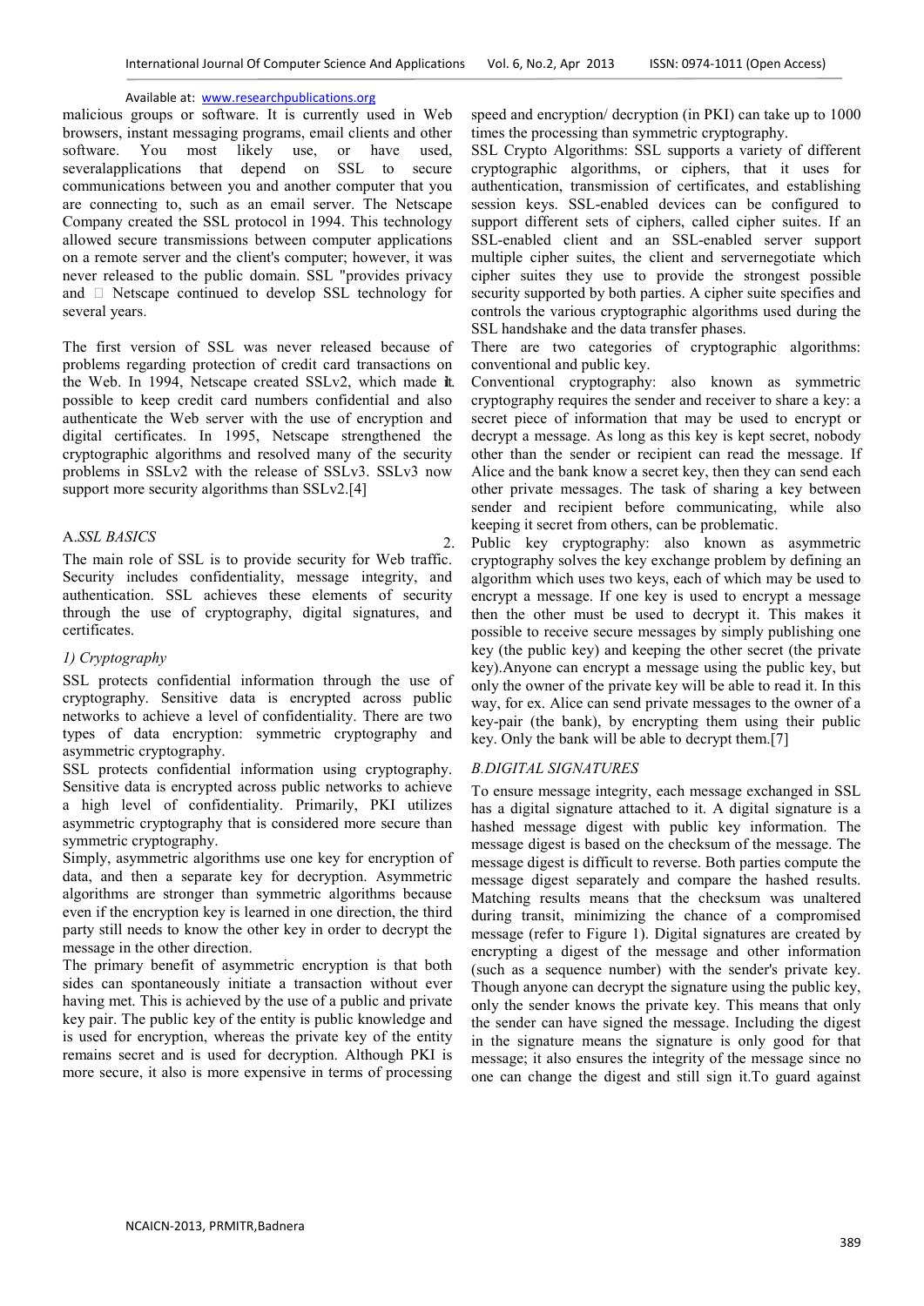malicious groups or software. It is currently used in Web browsers, instant messaging programs, email clients and other software. You most likely use, or have used, severalapplications that depend on SSL to secure communications between you and another computer that you are connecting to, such as an email server. The Netscape Company created the SSL protocol in 1994. This technology allowed secure transmissions between computer applications on a remote server and the client's computer; however, it was never released to the public domain. SSL "provides privacy and  Netscape continued to develop SSL technology for several years.

The first version of SSL was never released because of problems regarding protection of credit card transactions on the Web. In 1994, Netscape created SSLv2, which made it possible to keep credit card numbers confidential and also authenticate the Web server with the use of encryption and digital certificates. In 1995, Netscape strengthened the cryptographic algorithms and resolved many of the security problems in SSLv2 with the release of SSLv3. SSLv3 now support more security algorithms than SSLv2.[4]

## A.*SSL BASICS*

2.

The main role of SSL is to provide security for Web traffic. Security includes confidentiality, message integrity, and authentication. SSL achieves these elements of security through the use of cryptography, digital signatures, and certificates.

### *1) Cryptography*

SSL protects confidential information through the use of cryptography. Sensitive data is encrypted across public networks to achieve a level of confidentiality. There are two types of data encryption: symmetric cryptography and asymmetric cryptography.

SSL protects confidential information using cryptography. Sensitive data is encrypted across public networks to achieve a high level of confidentiality. Primarily, PKI utilizes asymmetric cryptography that is considered more secure than symmetric cryptography.

Simply, asymmetric algorithms use one key for encryption of data, and then a separate key for decryption. Asymmetric algorithms are stronger than symmetric algorithms because even if the encryption key is learned in one direction, the third party still needs to know the other key in order to decrypt the message in the other direction.

The primary benefit of asymmetric encryption is that both sides can spontaneously initiate a transaction without ever having met. This is achieved by the use of a public and private key pair. The public key of the entity is public knowledge and is used for encryption, whereas the private key of the entity remains secret and is used for decryption. Although PKI is more secure, it also is more expensive in terms of processing speed and encryption/ decryption (in PKI) can take up to 1000 times the processing than symmetric cryptography.

SSL Crypto Algorithms: SSL supports a variety of different cryptographic algorithms, or ciphers, that it uses for authentication, transmission of certificates, and establishing session keys. SSL-enabled devices can be configured to support different sets of ciphers, called cipher suites. If an SSL-enabled client and an SSL-enabled server support multiple cipher suites, the client and servernegotiate which cipher suites they use to provide the strongest possible security supported by both parties. A cipher suite specifies and controls the various cryptographic algorithms used during the SSL handshake and the data transfer phases.

There are two categories of cryptographic algorithms: conventional and public key.

Conventional cryptography: also known as symmetric cryptography requires the sender and receiver to share a key: a secret piece of information that may be used to encrypt or decrypt a message. As long as this key is kept secret, nobody other than the sender or recipient can read the message. If Alice and the bank know a secret key, then they can send each other private messages. The task of sharing a key between sender and recipient before communicating, while also keeping it secret from others, can be problematic.

Public key cryptography: also known as asymmetric cryptography solves the key exchange problem by defining an algorithm which uses two keys, each of which may be used to encrypt a message. If one key is used to encrypt a message then the other must be used to decrypt it. This makes it possible to receive secure messages by simply publishing one key (the public key) and keeping the other secret (the private key).Anyone can encrypt a message using the public key, but only the owner of the private key will be able to read it. In this way, for ex. Alice can send private messages to the owner of a key-pair (the bank), by encrypting them using their public key. Only the bank will be able to decrypt them.[7]

## *B.DIGITAL SIGNATURES*

To ensure message integrity, each message exchanged in SSL has a digital signature attached to it. A digital signature is a hashed message digest with public key information. The message digest is based on the checksum of the message. The message digest is difficult to reverse. Both parties compute the message digest separately and compare the hashed results. Matching results means that the checksum was unaltered during transit, minimizing the chance of a compromised message (refer to Figure 1). Digital signatures are created by encrypting a digest of the message and other information (such as a sequence number) with the sender's private key. Though anyone can decrypt the signature using the public key, only the sender knows the private key. This means that only the sender can have signed the message. Including the digest in the signature means the signature is only good for that message; it also ensures the integrity of the message since no one can change the digest and still sign it.To guard against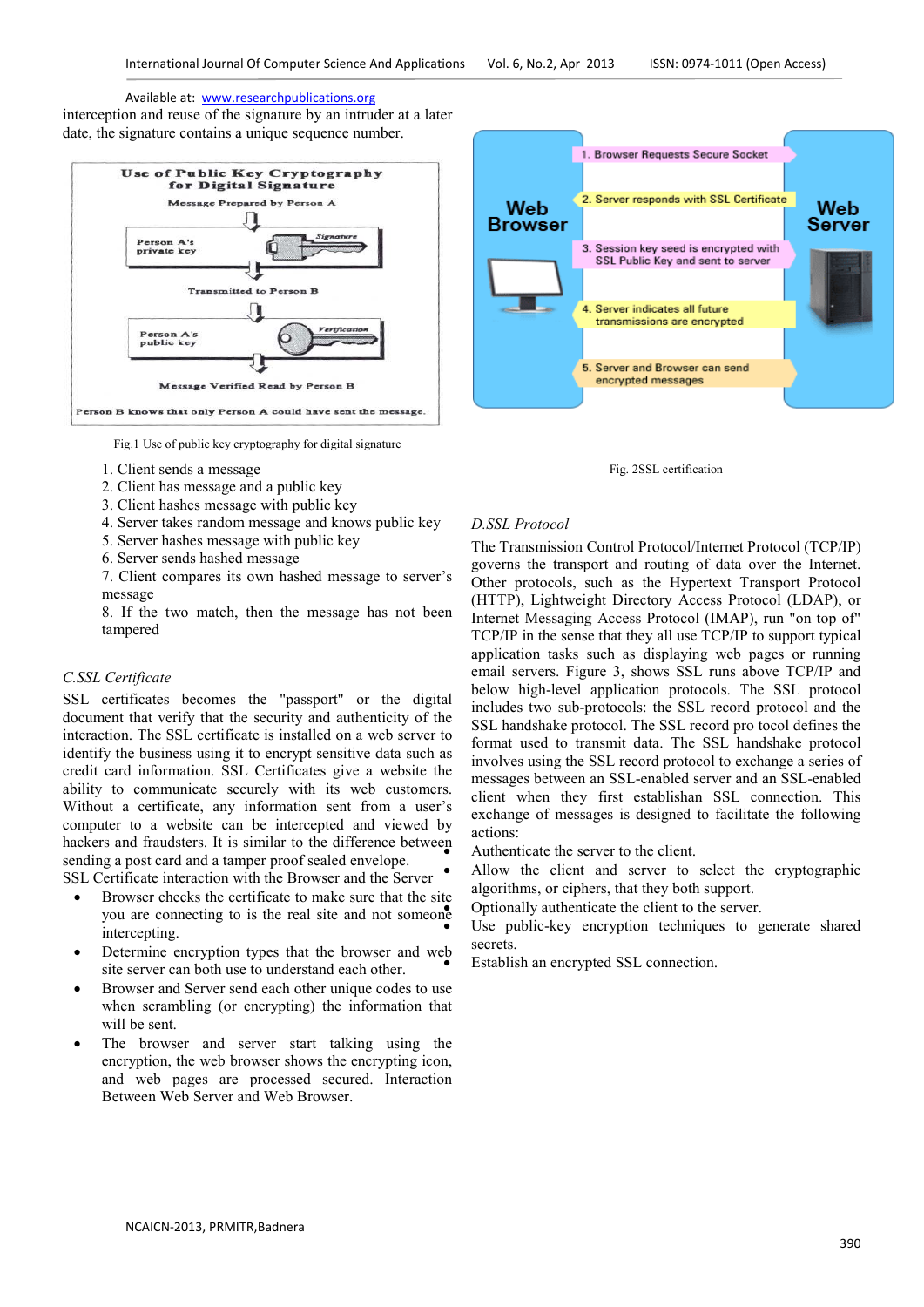interception and reuse of the signature by an intruder at a later date, the signature contains a unique sequence number.

Use of Public Key Cryptography for Digital Signature

Message Prepared by Person A

Person A's private key — Signature

Transmitted to Person B

Person A's public key — Verification

Message Verified Read by Person B

Person B knows that only Person A could have sent the message.

Fig.1 Use of public key cryptography for digital signature

1. Client sends a message
2. Client has message and a public key
3. Client hashes message with public key
4. Server takes random message and knows public key
5. Server hashes message with public key
6. Server sends hashed message
7. Client compares its own hashed message to server's message
8. If the two match, then the message has not been tampered

### C.SSL Certificate

SSL certificates becomes the "passport" or the digital document that verify that the security and authenticity of the interaction. The SSL certificate is installed on a web server to identify the business using it to encrypt sensitive data such as credit card information. SSL Certificates give a website the ability to communicate securely with its web customers. Without a certificate, any information sent from a user's computer to a website can be intercepted and viewed by hackers and fraudsters. It is similar to the difference between sending a post card and a tamper proof sealed envelope.

SSL Certificate interaction with the Browser and the Server

- Browser checks the certificate to make sure that the site you are connecting to is the real site and not someone intercepting.
- Determine encryption types that the browser and web site server can both use to understand each other.
- Browser and Server send each other unique codes to use when scrambling (or encrypting) the information that will be sent.
- The browser and server start talking using the encryption, the web browser shows the encrypting icon, and web pages are processed secured. Interaction Between Web Server and Web Browser.

Web Browser — Web Server

1. Browser Requests Secure Socket
2. Server responds with SSL Certificate
3. Session key seed is encrypted with SSL Public Key and sent to server
4. Server indicates all future transmissions are encrypted
5. Server and Browser can send encrypted messages

Fig. 2SSL certification

### D.SSL Protocol

The Transmission Control Protocol/Internet Protocol (TCP/IP) governs the transport and routing of data over the Internet. Other protocols, such as the Hypertext Transport Protocol (HTTP), Lightweight Directory Access Protocol (LDAP), or Internet Messaging Access Protocol (IMAP), run "on top of" TCP/IP in the sense that they all use TCP/IP to support typical application tasks such as displaying web pages or running email servers. Figure 3, shows SSL runs above TCP/IP and below high-level application protocols. The SSL protocol includes two sub-protocols: the SSL record protocol and the SSL handshake protocol. The SSL record pro tocol defines the format used to transmit data. The SSL handshake protocol involves using the SSL record protocol to exchange a series of messages between an SSL-enabled server and an SSL-enabled client when they first establishan SSL connection. This exchange of messages is designed to facilitate the following actions:

- Authenticate the server to the client.
- Allow the client and server to select the cryptographic algorithms, or ciphers, that they both support.
- Optionally authenticate the client to the server.
- Use public-key encryption techniques to generate shared secrets.
- Establish an encrypted SSL connection.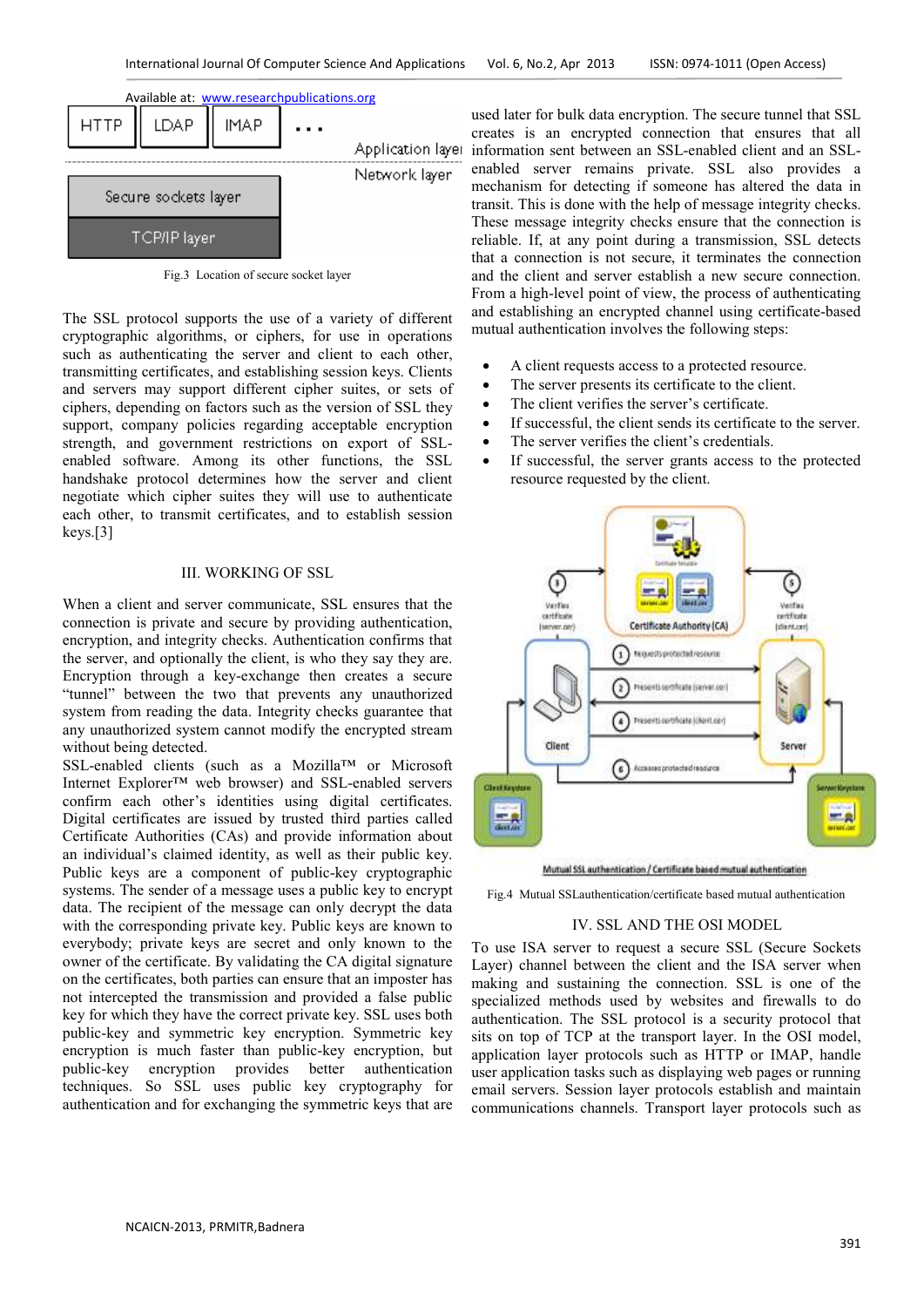Fig.3 Location of secure socket layer

The SSL protocol supports the use of a variety of different cryptographic algorithms, or ciphers, for use in operations such as authenticating the server and client to each other, transmitting certificates, and establishing session keys. Clients and servers may support different cipher suites, or sets of ciphers, depending on factors such as the version of SSL they support, company policies regarding acceptable encryption strength, and government restrictions on export of SSL-enabled software. Among its other functions, the SSL handshake protocol determines how the server and client negotiate which cipher suites they will use to authenticate each other, to transmit certificates, and to establish session keys.[3]

## III. WORKING OF SSL

When a client and server communicate, SSL ensures that the connection is private and secure by providing authentication, encryption, and integrity checks. Authentication confirms that the server, and optionally the client, is who they say they are. Encryption through a key-exchange then creates a secure "tunnel" between the two that prevents any unauthorized system from reading the data. Integrity checks guarantee that any unauthorized system cannot modify the encrypted stream without being detected.

SSL-enabled clients (such as a Mozilla™ or Microsoft Internet Explorer™ web browser) and SSL-enabled servers confirm each other's identities using digital certificates. Digital certificates are issued by trusted third parties called Certificate Authorities (CAs) and provide information about an individual's claimed identity, as well as their public key. Public keys are a component of public-key cryptographic systems. The sender of a message uses a public key to encrypt data. The recipient of the message can only decrypt the data with the corresponding private key. Public keys are known to everybody; private keys are secret and only known to the owner of the certificate. By validating the CA digital signature on the certificates, both parties can ensure that an imposter has not intercepted the transmission and provided a false public key for which they have the correct private key. SSL uses both public-key and symmetric key encryption. Symmetric key encryption is much faster than public-key encryption, but public-key encryption provides better authentication techniques. So SSL uses public key cryptography for authentication and for exchanging the symmetric keys that are used later for bulk data encryption. The secure tunnel that SSL creates is an encrypted connection that ensures that all information sent between an SSL-enabled client and an SSL-enabled server remains private. SSL also provides a mechanism for detecting if someone has altered the data in transit. This is done with the help of message integrity checks. These message integrity checks ensure that the connection is reliable. If, at any point during a transmission, SSL detects that a connection is not secure, it terminates the connection and the client and server establish a new secure connection. From a high-level point of view, the process of authenticating and establishing an encrypted channel using certificate-based mutual authentication involves the following steps:

- A client requests access to a protected resource.
- The server presents its certificate to the client.
- The client verifies the server's certificate.
- If successful, the client sends its certificate to the server.
- The server verifies the client's credentials.
- If successful, the server grants access to the protected resource requested by the client.

Fig.4 Mutual SSLauthentication/certificate based mutual authentication

## IV. SSL AND THE OSI MODEL

To use ISA server to request a secure SSL (Secure Sockets Layer) channel between the client and the ISA server when making and sustaining the connection. SSL is one of the specialized methods used by websites and firewalls to do authentication. The SSL protocol is a security protocol that sits on top of TCP at the transport layer. In the OSI model, application layer protocols such as HTTP or IMAP, handle user application tasks such as displaying web pages or running email servers. Session layer protocols establish and maintain communications channels. Transport layer protocols such as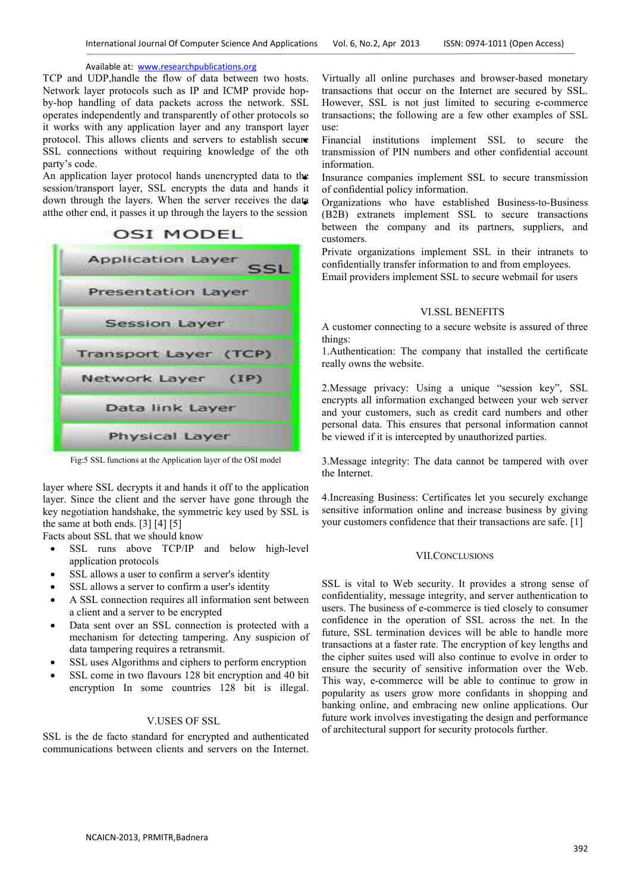TCP and UDP,handle the flow of data between two hosts. Network layer protocols such as IP and ICMP provide hop-by-hop handling of data packets across the network. SSL operates independently and transparently of other protocols so it works with any application layer and any transport layer protocol. This allows clients and servers to establish secure SSL connections without requiring knowledge of the oth party's code.

An application layer protocol hands unencrypted data to the session/transport layer, SSL encrypts the data and hands it down through the layers. When the server receives the data atthe other end, it passes it up through the layers to the session layer where SSL decrypts it and hands it off to the application layer. Since the client and the server have gone through the key negotiation handshake, the symmetric key used by SSL is the same at both ends. [3] [4] [5]

OSI MODEL

| OSI MODEL |
|---|
| Application Layer — SSL |
| Presentation Layer |
| Session Layer |
| Transport Layer (TCP) |
| Network Layer (IP) |
| Data link Layer |
| Physical Layer |

Fig:5 SSL functions at the Application layer of the OSI model

Facts about SSL that we should know

- SSL runs above TCP/IP and below high-level application protocols
- SSL allows a user to confirm a server's identity
- SSL allows a server to confirm a user's identity
- A SSL connection requires all information sent between a client and a server to be encrypted
- Data sent over an SSL connection is protected with a mechanism for detecting tampering. Any suspicion of data tampering requires a retransmit.
- SSL uses Algorithms and ciphers to perform encryption
- SSL come in two flavours 128 bit encryption and 40 bit encryption In some countries 128 bit is illegal.

## V.USES OF SSL

SSL is the de facto standard for encrypted and authenticated communications between clients and servers on the Internet. Virtually all online purchases and browser-based monetary transactions that occur on the Internet are secured by SSL. However, SSL is not just limited to securing e-commerce transactions; the following are a few other examples of SSL use:

Financial institutions implement SSL to secure the transmission of PIN numbers and other confidential account information.

Insurance companies implement SSL to secure transmission of confidential policy information.

Organizations who have established Business-to-Business (B2B) extranets implement SSL to secure transactions between the company and its partners, suppliers, and customers.

Private organizations implement SSL in their intranets to confidentially transfer information to and from employees.

Email providers implement SSL to secure webmail for users

## VI.SSL BENEFITS

A customer connecting to a secure website is assured of three things:

1.Authentication: The company that installed the certificate really owns the website.

2.Message privacy: Using a unique "session key", SSL encrypts all information exchanged between your web server and your customers, such as credit card numbers and other personal data. This ensures that personal information cannot be viewed if it is intercepted by unauthorized parties.

3.Message integrity: The data cannot be tampered with over the Internet.

4.Increasing Business: Certificates let you securely exchange sensitive information online and increase business by giving your customers confidence that their transactions are safe. [1]

## VII.CONCLUSIONS

SSL is vital to Web security. It provides a strong sense of confidentiality, message integrity, and server authentication to users. The business of e-commerce is tied closely to consumer confidence in the operation of SSL across the net. In the future, SSL termination devices will be able to handle more transactions at a faster rate. The encryption of key lengths and the cipher suites used will also continue to evolve in order to ensure the security of sensitive information over the Web. This way, e-commerce will be able to continue to grow in popularity as users grow more confidants in shopping and banking online, and embracing new online applications. Our future work involves investigating the design and performance of architectural support for security protocols further.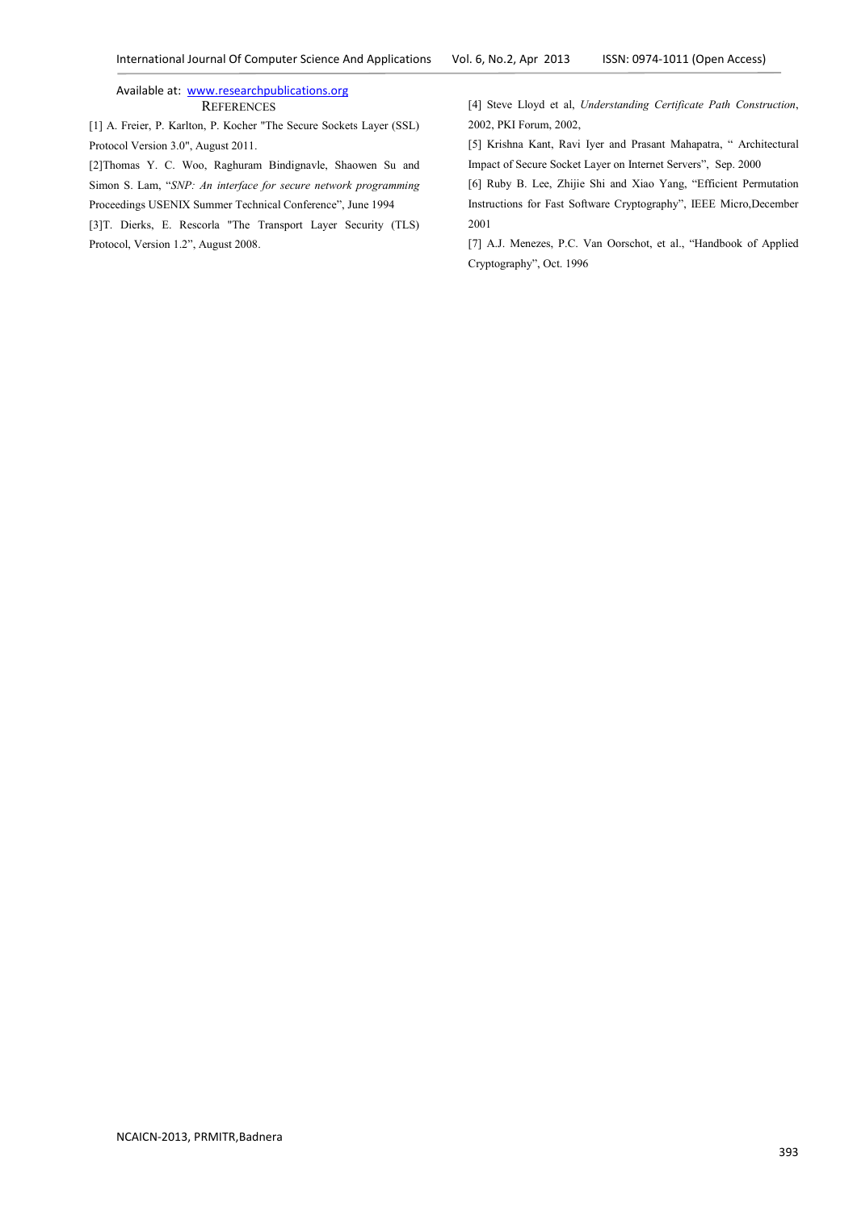## REFERENCES

[1] A. Freier, P. Karlton, P. Kocher "The Secure Sockets Layer (SSL) Protocol Version 3.0", August 2011.

[2]Thomas Y. C. Woo, Raghuram Bindignavle, Shaowen Su and Simon S. Lam, "*SNP: An interface for secure network programming* Proceedings USENIX Summer Technical Conference", June 1994

[3]T. Dierks, E. Rescorla "The Transport Layer Security (TLS) Protocol, Version 1.2", August 2008.

[4] Steve Lloyd et al, *Understanding Certificate Path Construction*, 2002, PKI Forum, 2002,

[5] Krishna Kant, Ravi Iyer and Prasant Mahapatra, " Architectural Impact of Secure Socket Layer on Internet Servers", Sep. 2000

[6] Ruby B. Lee, Zhijie Shi and Xiao Yang, "Efficient Permutation Instructions for Fast Software Cryptography", IEEE Micro,December 2001

[7] A.J. Menezes, P.C. Van Oorschot, et al., "Handbook of Applied Cryptography", Oct. 1996